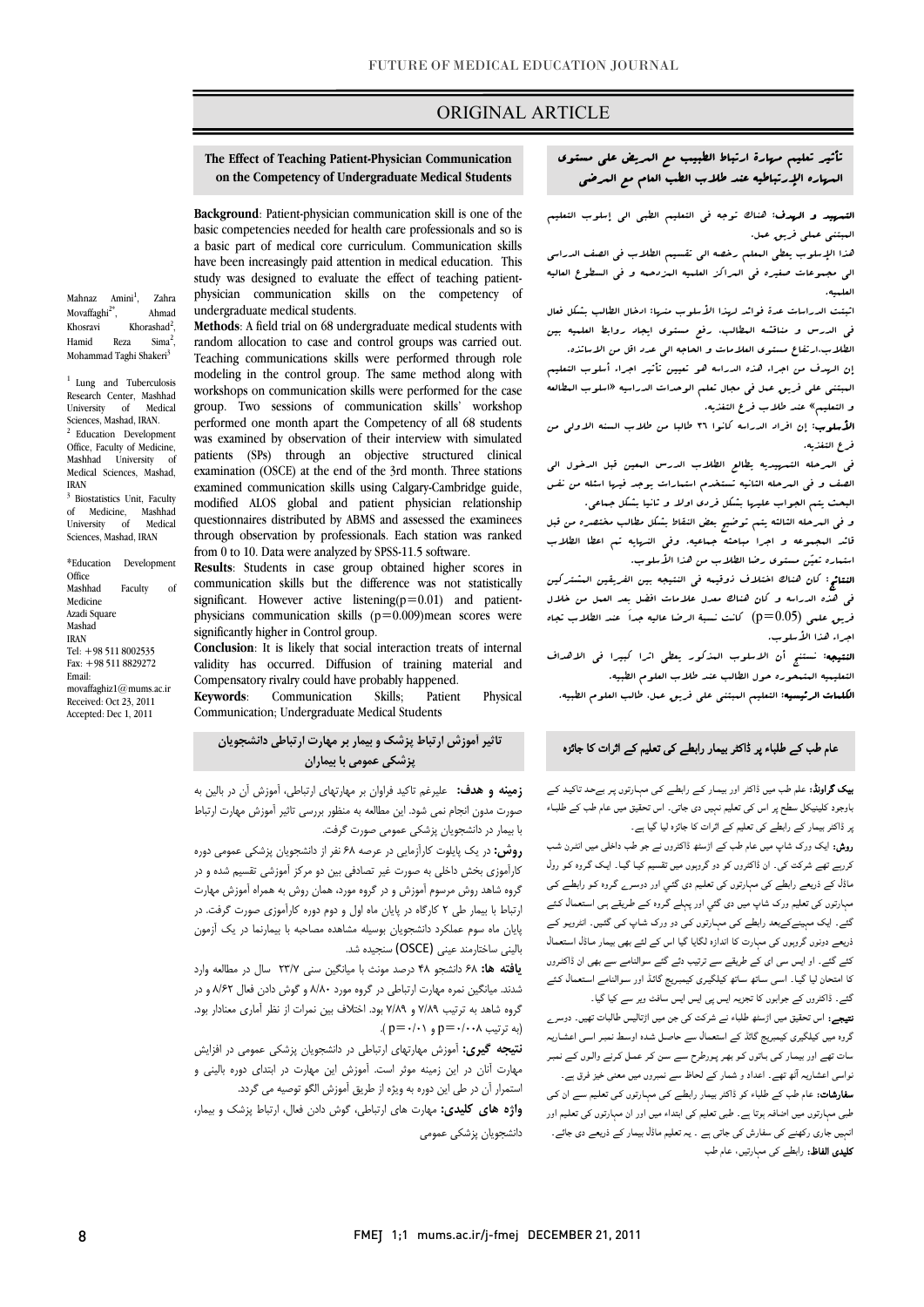ORIGINAL ARTICLE

# The Effect of Teaching Patient-Physician Communication on the Competency of Undergraduate Medical Students

Mahnaz Amini[1], Zahra Movaffaghi[2*], Ahmad Khosravi Khorashad[2], Hamid Reza Sima[2], Mohammad Taghi Shakeri[3]

[1] Lung and Tuberculosis Research Center, Mashhad University of Medical Sciences, Mashad, IRAN.
[2] Education Development Office, Faculty of Medicine, Mashhad University of Medical Sciences, Mashad, IRAN
[3] Biostatistics Unit, Faculty of Medicine, Mashhad University of Medical Sciences, Mashad, IRAN

*Education Development Office
Mashhad Faculty of Medicine
Azadi Square
Mashad
IRAN
Tel: +98 511 8002535
Fax: +98 511 8829272
Email: movaffaghiz1@mums.ac.ir
Received: Oct 23, 2011
Accepted: Dec 1, 2011

**Background**: Patient-physician communication skill is one of the basic competencies needed for health care professionals and so is a basic part of medical core curriculum. Communication skills have been increasingly paid attention in medical education. This study was designed to evaluate the effect of teaching patient-physician communication skills on the competency of undergraduate medical students.

**Methods**: A field trial on 68 undergraduate medical students with random allocation to case and control groups was carried out. Teaching communications skills were performed through role modeling in the control group. The same method along with workshops on communication skills were performed for the case group. Two sessions of communication skills' workshop performed one month apart the Competency of all 68 students was examined by observation of their interview with simulated patients (SPs) through an objective structured clinical examination (OSCE) at the end of the 3rd month. Three stations examined communication skills using Calgary-Cambridge guide, modified ALOS global and patient physician relationship questionnaires distributed by ABMS and assessed the examinees through observation by professionals. Each station was ranked from 0 to 10. Data were analyzed by SPSS-11.5 software.

**Results**: Students in case group obtained higher scores in communication skills but the difference was not statistically significant. However active listening($p=0.01$) and patient-physicians communication skills ($p=0.009$)mean scores were significantly higher in Control group.

**Conclusion**: It is likely that social interaction treats of internal validity has occurred. Diffusion of training material and Compensatory rivalry could have probably happened.

**Keywords**: Communication Skills; Patient Physical Communication; Undergraduate Medical Students

## تأثير تعليم مهارة ارتباط الطبيب مع المريض على مستوى المهاره الإرتباطيه عند طلاب الطب العام مع المرضى

**التمهيد و الهدف:** هناك توجه فى التعليم الطبى الى إسلوب التعليم المبتنى على فريق عمل.

هذا الإسلوب يعطى المعلم رخصه الى تقسيم الطلاب فى الصف الدراسى الى مجموعات صغيره فى المراكز العلميه المزدحمه و فى السطوح العاليه العلميه.

اثبتت الدراسات عدة فوائد لهذا الأسلوب منها: ادخال الطالب بشكل فعال فى الدرس و مناقشه المطالب، رفع مستوى ايجاد روابط العلميه بين الطلاب،ارتفاع مستوى العلامات و الحاجه الى عدد اقل من الاساتذه.

إن الهدف من اجراء هذه الدراسه هو تعيين تأثير اجراء أسلوب التعليم المبتنى على فريق عمل فى مجال تعلم الوحدات الدراسيه «اسلوب المطالعه و التعليم» عند طلاب فرع التغذيه.

**الأسلوب:** إن افراد الدراسه كانوا ٣٦ طالبا من طلاب السنه الاولى من فرع التغذيه.

فى المرحله التمهيديه يطالع الطلاب الدرس المعين قبل الدخول الى الصف و فى المرحله الثانيه تستخدم استمارات يوجد فيها اسئله من نفس البحث يتم الجواب عليها بشكل فردى اولا و ثانيا بشكل جماعى.

و فى المرحله الثالثه يتم توضيح بعض النقاط بشكل مطالب مختصره من قبل قائد المجموعه و اجرا مباحثه جماعيه. وفى النهايه تم اعطا الطلاب استماره تعيّن مستوى رضا الطلاب من هذا الأسلوب.

**النتائج:** كان هناك اختلاف ذوقيمه فى النتيجه بين الفريقين المشتركين فى هذه الدراسه و كان هناك معدل علامات افضل بعد العمل من خلال فريق عملى ($p=0.05$) كانت نسبة الرضا عاليه جداً عند الطلاب تجاه اجراء هذا الأسلوب.

**النتيجه:** نستنتج أن الاسلوب المذكور يعطى اثرا كبيرا فى الاهداف التعليميه المتمحوره حول الطالب عند طلاب العلوم الطبيه.

**الكلمات الرئيسيه:** التعليم المبتنى على فريق عمل، طالب العلوم الطبيه.

## تاثیر آموزش ارتباط پزشک و بیمار بر مهارت ارتباطی دانشجویان پزشکی عمومی با بیماران

**زمینه و هدف:** علیرغم تاکید فراوان بر مهارتهای ارتباطی، آموزش آن در بالین به صورت مدون انجام نمی شود. این مطالعه به منظور بررسی تاثیر آموزش مهارت ارتباط با بیمار در دانشجویان پزشکی عمومی صورت گرفت.

**روش:** در یک پایلوت کارآزمایی در عرصه ۶۸ نفر از دانشجویان پزشکی عمومی دوره کارآموزی بخش داخلی به صورت غیر تصادفی بین دو مرکز آموزشی تقسیم شده و در گروه شاهد روش مرسوم آموزش و در گروه مورد، همان روش به همراه آموزش مهارت ارتباط با بیمار طی ۲ کارگاه در پایان ماه اول و دوم دوره کارآموزی صورت گرفت. در پایان ماه سوم عملکرد دانشجویان بوسیله مشاهده مصاحبه با بیمارنما در یک آزمون بالینی ساختارمند عینی (OSCE) سنجیده شد.

**یافته ها:** ۶۸ دانشجو ۴۸ درصد مونث با میانگین سنی ۲۳/۷ سال در مطالعه وارد شدند. میانگین نمره مهارت ارتباطی در گروه مورد ۸/۸۰ و گوش دادن فعال ۸/۶۲ و در گروه شاهد به ترتیب ۷/۸۹ و ۷/۸۹ بود. اختلاف بین نمرات از نظر آماری معنادار بود. (به ترتیب p=۰/۰۰۸ و p=۰/۰۱).

**نتیجه گیری:** آموزش مهارتهای ارتباطی در دانشجویان پزشکی عمومی در افزایش مهارت آنان در این زمینه موثر است. آموزش این مهارت در ابتدای دوره بالینی و استمرار آن در طی این دوره به ویژه از طریق آموزش الگو توصیه می گردد.

**واژه های کلیدی:** مهارت های ارتباطی، گوش دادن فعال، ارتباط پزشک و بیمار، دانشجویان پزشکی عمومی

## عام طب کے طلباء پر ڈاکٹر بیمار رابطے کی تعلیم کے اثرات کا جائزہ

**بیک گراونڈ:** علم طب میں ڈاکٹر اور بیمار کے رابطے کی مہارتوں پر بےحد تاکید کے باوجود کلینیکل سطح پر اس کی تعلیم نہیں دی جاتی۔ اس تحقیق میں عام طب کے طلباء پر ڈاکٹر بیمار کے رابطے کی تعلیم کے اثرات کا جائزہ لیا گیا ہے۔

**روش:** ایک ورک شاپ میں عام طب کے اڑسٹھ ڈاکٹروں نے جو طب داخلی میں انٹرن شپ کررہے تھے شرکت کی۔ ان ڈاکٹروں کو دو گروہوں میں تقسیم کیا گیا۔ ایک گروہ کو رول ماڈل کے ذریعے رابطے کی مہارتوں کی تعلیم دی گئي اور دوسرے گروہ کو رابطے کی مہارتوں کی تعلیم ورک شاپ میں دی گئي اور پہلے گروہ کے طریقے بھی استعمال کئے گئے۔ ایک مہینےکےبعد رابطے کی مہارتوں کی دو ورک شاپ میں کی گئيں۔ انٹرویو کے ذریعے دونوں گروہوں کی مہارت کا اندازہ لگایا گیا اس کے لئے بھی بیمار ماڈل استعمال کئے گئے۔ او ایس سی ای کے طریقے سے ترتیب دئے گئے سوالنامے سے بھی ان ڈاکٹروں کا امتحان لیا گیا۔ اسی ساتھ ساتھ کیلگیری کیمبریج گائڈ اور سوالنامے استعمال کئے گئے۔ ڈاکٹروں کے جوابوں کا تجزیہ ایس پی ایس ایس سافٹ ویر سے کیا گيا۔

**نتیجے:** اس تحقیق میں اڑسٹھ طلباء نے شرکت کی جن میں اڑتالیس طالبات تھیں۔ دوسرے گروہ میں کیلگیری کیمبریج گائڈ کے استعمال سے حاصل شدہ اوسط نمبر اسی اعشاریہ سات تھے اور بیمار کی باتوں کو بھر پورطرح سے سن کر عمل کرنے والوں کے نمبر نواسی اعشاریہ آٹھ تھے۔ اعداد و شمار کے لحاظ سے نمبروں میں معنی خیز فرق ہے۔

**سفارشات:** عام طب کے طلباء کو ڈاکٹر بیمار رابطے کی مہارتوں کی تعلیم سے ان کی طبی مہارتوں میں اضافہ ہوتا ہے۔ طبی تعلیم کی ابتداء میں اور ان مہارتوں کی تعلیم اور انہیں جاری رکھنے کی سفارش کی جاتی ہے ۔ یہ تعلیم ماڈل بیمار کے ذریعے دی جائے۔

**کلیدی الفاظ:** رابطے کی مہارتیں، عام طب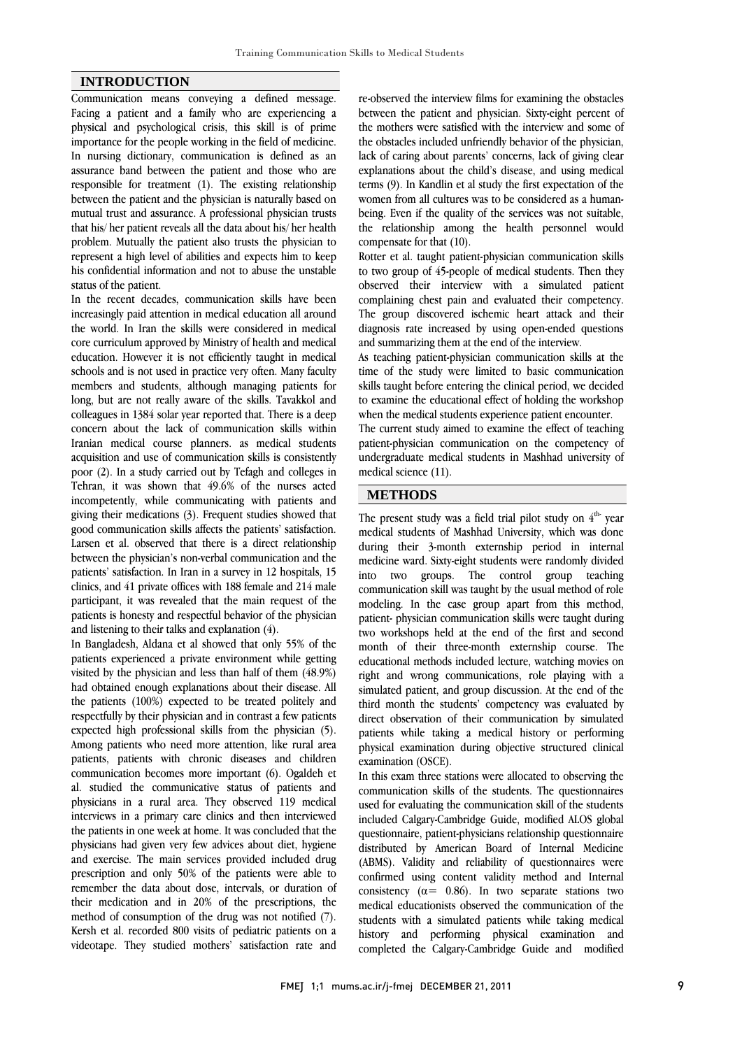## INTRODUCTION

Communication means conveying a defined message. Facing a patient and a family who are experiencing a physical and psychological crisis, this skill is of prime importance for the people working in the field of medicine. In nursing dictionary, communication is defined as an assurance band between the patient and those who are responsible for treatment (1). The existing relationship between the patient and the physician is naturally based on mutual trust and assurance. A professional physician trusts that his/ her patient reveals all the data about his/ her health problem. Mutually the patient also trusts the physician to represent a high level of abilities and expects him to keep his confidential information and not to abuse the unstable status of the patient.

In the recent decades, communication skills have been increasingly paid attention in medical education all around the world. In Iran the skills were considered in medical core curriculum approved by Ministry of health and medical education. However it is not efficiently taught in medical schools and is not used in practice very often. Many faculty members and students, although managing patients for long, but are not really aware of the skills. Tavakkol and colleagues in 1384 solar year reported that. There is a deep concern about the lack of communication skills within Iranian medical course planners. as medical students acquisition and use of communication skills is consistently poor (2). In a study carried out by Tefagh and colleges in Tehran, it was shown that 49.6% of the nurses acted incompetently, while communicating with patients and giving their medications (3). Frequent studies showed that good communication skills affects the patients' satisfaction. Larsen et al. observed that there is a direct relationship between the physician's non-verbal communication and the patients' satisfaction. In Iran in a survey in 12 hospitals, 15 clinics, and 41 private offices with 188 female and 214 male participant, it was revealed that the main request of the patients is honesty and respectful behavior of the physician and listening to their talks and explanation (4).

In Bangladesh, Aldana et al showed that only 55% of the patients experienced a private environment while getting visited by the physician and less than half of them (48.9%) had obtained enough explanations about their disease. All the patients (100%) expected to be treated politely and respectfully by their physician and in contrast a few patients expected high professional skills from the physician (5). Among patients who need more attention, like rural area patients, patients with chronic diseases and children communication becomes more important (6). Ogaldeh et al. studied the communicative status of patients and physicians in a rural area. They observed 119 medical interviews in a primary care clinics and then interviewed the patients in one week at home. It was concluded that the physicians had given very few advices about diet, hygiene and exercise. The main services provided included drug prescription and only 50% of the patients were able to remember the data about dose, intervals, or duration of their medication and in 20% of the prescriptions, the method of consumption of the drug was not notified (7). Kersh et al. recorded 800 visits of pediatric patients on a videotape. They studied mothers' satisfaction rate and re-observed the interview films for examining the obstacles between the patient and physician. Sixty-eight percent of the mothers were satisfied with the interview and some of the obstacles included unfriendly behavior of the physician, lack of caring about parents' concerns, lack of giving clear explanations about the child's disease, and using medical terms (9). In Kandlin et al study the first expectation of the women from all cultures was to be considered as a human-being. Even if the quality of the services was not suitable, the relationship among the health personnel would compensate for that (10).

Rotter et al. taught patient-physician communication skills to two group of 45-people of medical students. Then they observed their interview with a simulated patient complaining chest pain and evaluated their competency. The group discovered ischemic heart attack and their diagnosis rate increased by using open-ended questions and summarizing them at the end of the interview.

As teaching patient-physician communication skills at the time of the study were limited to basic communication skills taught before entering the clinical period, we decided to examine the educational effect of holding the workshop when the medical students experience patient encounter.

The current study aimed to examine the effect of teaching patient-physician communication on the competency of undergraduate medical students in Mashhad university of medical science (11).

## METHODS

The present study was a field trial pilot study on 4[th] year medical students of Mashhad University, which was done during their 3-month externship period in internal medicine ward. Sixty-eight students were randomly divided into two groups. The control group teaching communication skill was taught by the usual method of role modeling. In the case group apart from this method, patient- physician communication skills were taught during two workshops held at the end of the first and second month of their three-month externship course. The educational methods included lecture, watching movies on right and wrong communications, role playing with a simulated patient, and group discussion. At the end of the third month the students' competency was evaluated by direct observation of their communication by simulated patients while taking a medical history or performing physical examination during objective structured clinical examination (OSCE).

In this exam three stations were allocated to observing the communication skills of the students. The questionnaires used for evaluating the communication skill of the students included Calgary-Cambridge Guide, modified ALOS global questionnaire, patient-physicians relationship questionnaire distributed by American Board of Internal Medicine (ABMS). Validity and reliability of questionnaires were confirmed using content validity method and Internal consistency ($\alpha = 0.86$). In two separate stations two medical educationists observed the communication of the students with a simulated patients while taking medical history and performing physical examination and completed the Calgary-Cambridge Guide and modified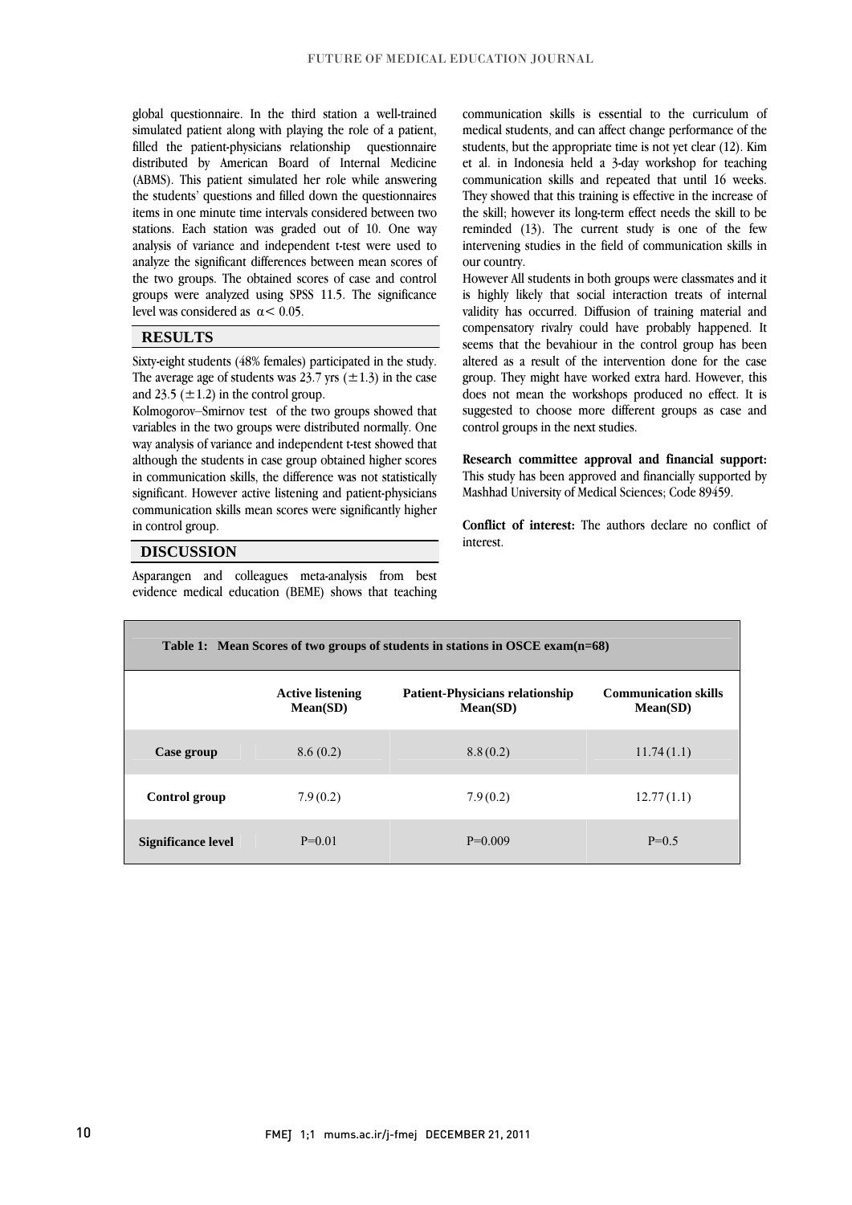global questionnaire. In the third station a well-trained simulated patient along with playing the role of a patient, filled the patient-physicians relationship questionnaire distributed by American Board of Internal Medicine (ABMS). This patient simulated her role while answering the students' questions and filled down the questionnaires items in one minute time intervals considered between two stations. Each station was graded out of 10. One way analysis of variance and independent t-test were used to analyze the significant differences between mean scores of the two groups. The obtained scores of case and control groups were analyzed using SPSS 11.5. The significance level was considered as $\alpha < 0.05$.

## RESULTS

Sixty-eight students (48% females) participated in the study. The average age of students was 23.7 yrs (±1.3) in the case and 23.5 (±1.2) in the control group.

Kolmogorov–Smirnov test of the two groups showed that variables in the two groups were distributed normally. One way analysis of variance and independent t-test showed that although the students in case group obtained higher scores in communication skills, the difference was not statistically significant. However active listening and patient-physicians communication skills mean scores were significantly higher in control group.

## DISCUSSION

Asparangen and colleagues meta-analysis from best evidence medical education (BEME) shows that teaching communication skills is essential to the curriculum of medical students, and can affect change performance of the students, but the appropriate time is not yet clear (12). Kim et al. in Indonesia held a 3-day workshop for teaching communication skills and repeated that until 16 weeks. They showed that this training is effective in the increase of the skill; however its long-term effect needs the skill to be reminded (13). The current study is one of the few intervening studies in the field of communication skills in our country.

However All students in both groups were classmates and it is highly likely that social interaction treats of internal validity has occurred. Diffusion of training material and compensatory rivalry could have probably happened. It seems that the bevahiour in the control group has been altered as a result of the intervention done for the case group. They might have worked extra hard. However, this does not mean the workshops produced no effect. It is suggested to choose more different groups as case and control groups in the next studies.

**Research committee approval and financial support:** This study has been approved and financially supported by Mashhad University of Medical Sciences; Code 89459.

**Conflict of interest:** The authors declare no conflict of interest.

**Table 1: Mean Scores of two groups of students in stations in OSCE exam(n=68)**

| | Active listening Mean(SD) | Patient-Physicians relationship Mean(SD) | Communication skills Mean(SD) |
|---|---|---|---|
| **Case group** | 8.6 (0.2) | 8.8 (0.2) | 11.74 (1.1) |
| **Control group** | 7.9 (0.2) | 7.9 (0.2) | 12.77 (1.1) |
| **Significance level** | P=0.01 | P=0.009 | P=0.5 |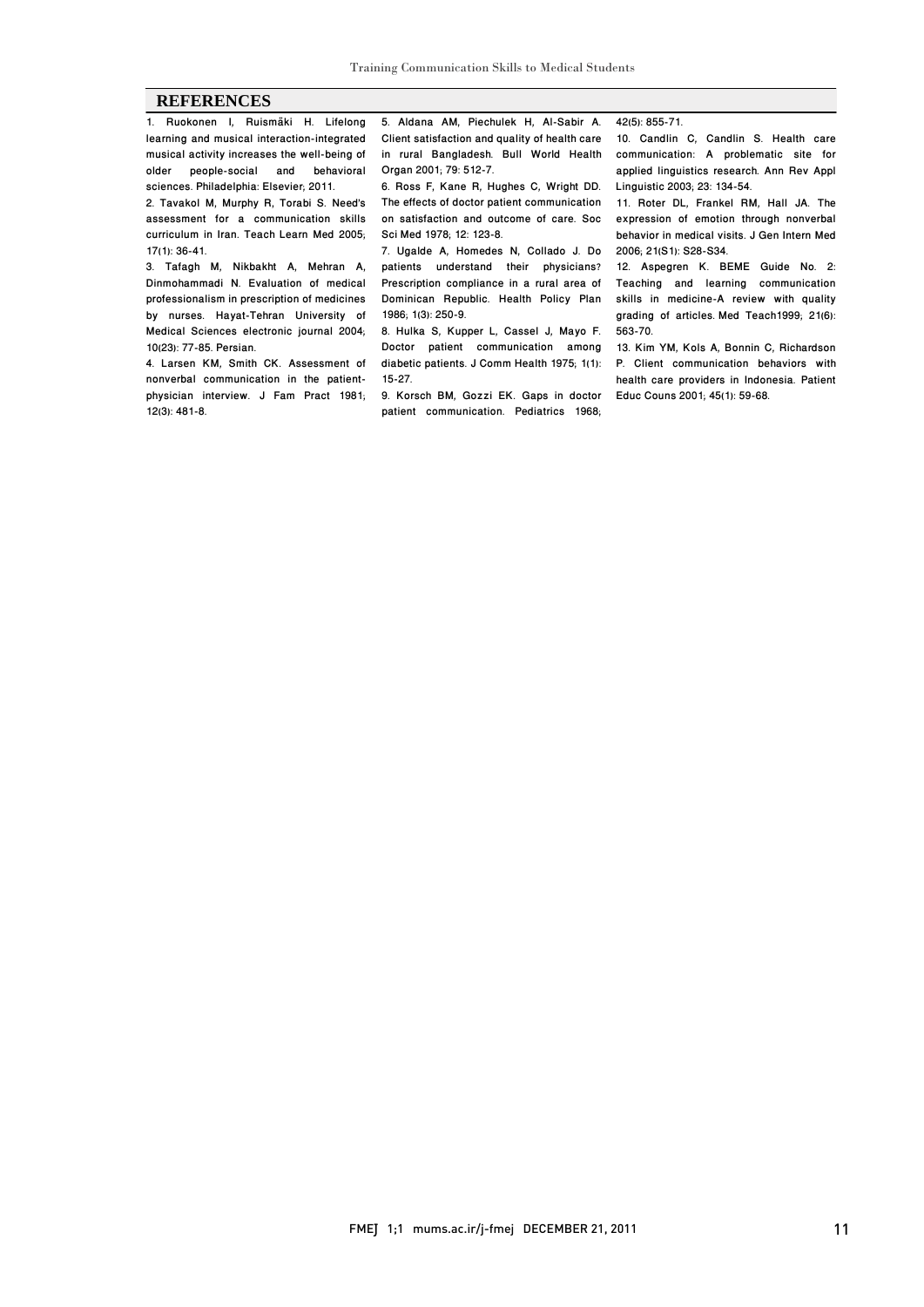## REFERENCES

1. Ruokonen I, Ruismäki H. Lifelong learning and musical interaction-integrated musical activity increases the well-being of older people-social and behavioral sciences. Philadelphia: Elsevier; 2011.

2. Tavakol M, Murphy R, Torabi S. Need's assessment for a communication skills curriculum in Iran. Teach Learn Med 2005; 17(1): 36-41.

3. Tafagh M, Nikbakht A, Mehran A, Dinmohammadi N. Evaluation of medical professionalism in prescription of medicines by nurses. Hayat-Tehran University of Medical Sciences electronic journal 2004; 10(23): 77-85. Persian.

4. Larsen KM, Smith CK. Assessment of nonverbal communication in the patient-physician interview. J Fam Pract 1981; 12(3): 481-8.

5. Aldana AM, Piechulek H, Al-Sabir A. Client satisfaction and quality of health care in rural Bangladesh. Bull World Health Organ 2001; 79: 512-7.

6. Ross F, Kane R, Hughes C, Wright DD. The effects of doctor patient communication on satisfaction and outcome of care. Soc Sci Med 1978; 12: 123-8.

7. Ugalde A, Homedes N, Collado J. Do patients understand their physicians? Prescription compliance in a rural area of Dominican Republic. Health Policy Plan 1986; 1(3): 250-9.

8. Hulka S, Kupper L, Cassel J, Mayo F. Doctor patient communication among diabetic patients. J Comm Health 1975; 1(1): 15-27.

9. Korsch BM, Gozzi EK. Gaps in doctor patient communication. Pediatrics 1968; 42(5): 855-71.

10. Candlin C, Candlin S. Health care communication: A problematic site for applied linguistics research. Ann Rev Appl Linguistic 2003; 23: 134-54.

11. Roter DL, Frankel RM, Hall JA. The expression of emotion through nonverbal behavior in medical visits. J Gen Intern Med 2006; 21(S1): S28-S34.

12. Aspegren K. BEME Guide No. 2: Teaching and learning communication skills in medicine-A review with quality grading of articles. Med Teach1999; 21(6): 563-70.

13. Kim YM, Kols A, Bonnin C, Richardson P. Client communication behaviors with health care providers in Indonesia. Patient Educ Couns 2001; 45(1): 59-68.